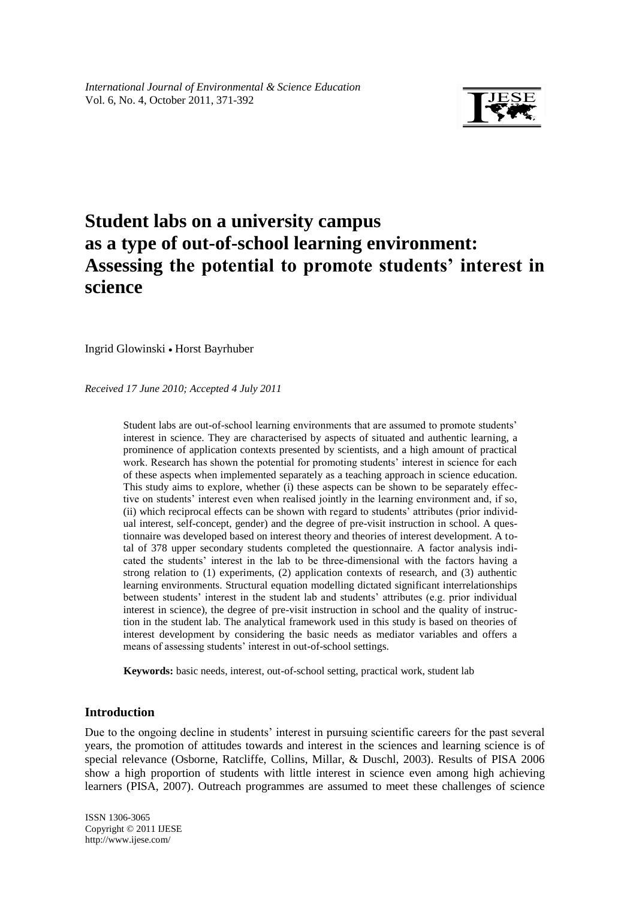# Student labs on a university campus as a type of out-of-school learning environment: Assessing the potential to promote students' interest in science

Ingrid Glowinski • Horst Bayrhuber

*Received 17 June 2010; Accepted 4 July 2011*

Student labs are out-of-school learning environments that are assumed to promote students' interest in science. They are characterised by aspects of situated and authentic learning, a prominence of application contexts presented by scientists, and a high amount of practical work. Research has shown the potential for promoting students' interest in science for each of these aspects when implemented separately as a teaching approach in science education. This study aims to explore, whether (i) these aspects can be shown to be separately effective on students' interest even when realised jointly in the learning environment and, if so, (ii) which reciprocal effects can be shown with regard to students' attributes (prior individual interest, self-concept, gender) and the degree of pre-visit instruction in school. A questionnaire was developed based on interest theory and theories of interest development. A total of 378 upper secondary students completed the questionnaire. A factor analysis indicated the students' interest in the lab to be three-dimensional with the factors having a strong relation to (1) experiments, (2) application contexts of research, and (3) authentic learning environments. Structural equation modelling dictated significant interrelationships between students' interest in the student lab and students' attributes (e.g. prior individual interest in science), the degree of pre-visit instruction in school and the quality of instruction in the student lab. The analytical framework used in this study is based on theories of interest development by considering the basic needs as mediator variables and offers a means of assessing students' interest in out-of-school settings.

**Keywords:** basic needs, interest, out-of-school setting, practical work, student lab

## Introduction

Due to the ongoing decline in students' interest in pursuing scientific careers for the past several years, the promotion of attitudes towards and interest in the sciences and learning science is of special relevance (Osborne, Ratcliffe, Collins, Millar, & Duschl, 2003). Results of PISA 2006 show a high proportion of students with little interest in science even among high achieving learners (PISA, 2007). Outreach programmes are assumed to meet these challenges of science

ISSN 1306-3065
Copyright © 2011 IJESE
http://www.ijese.com/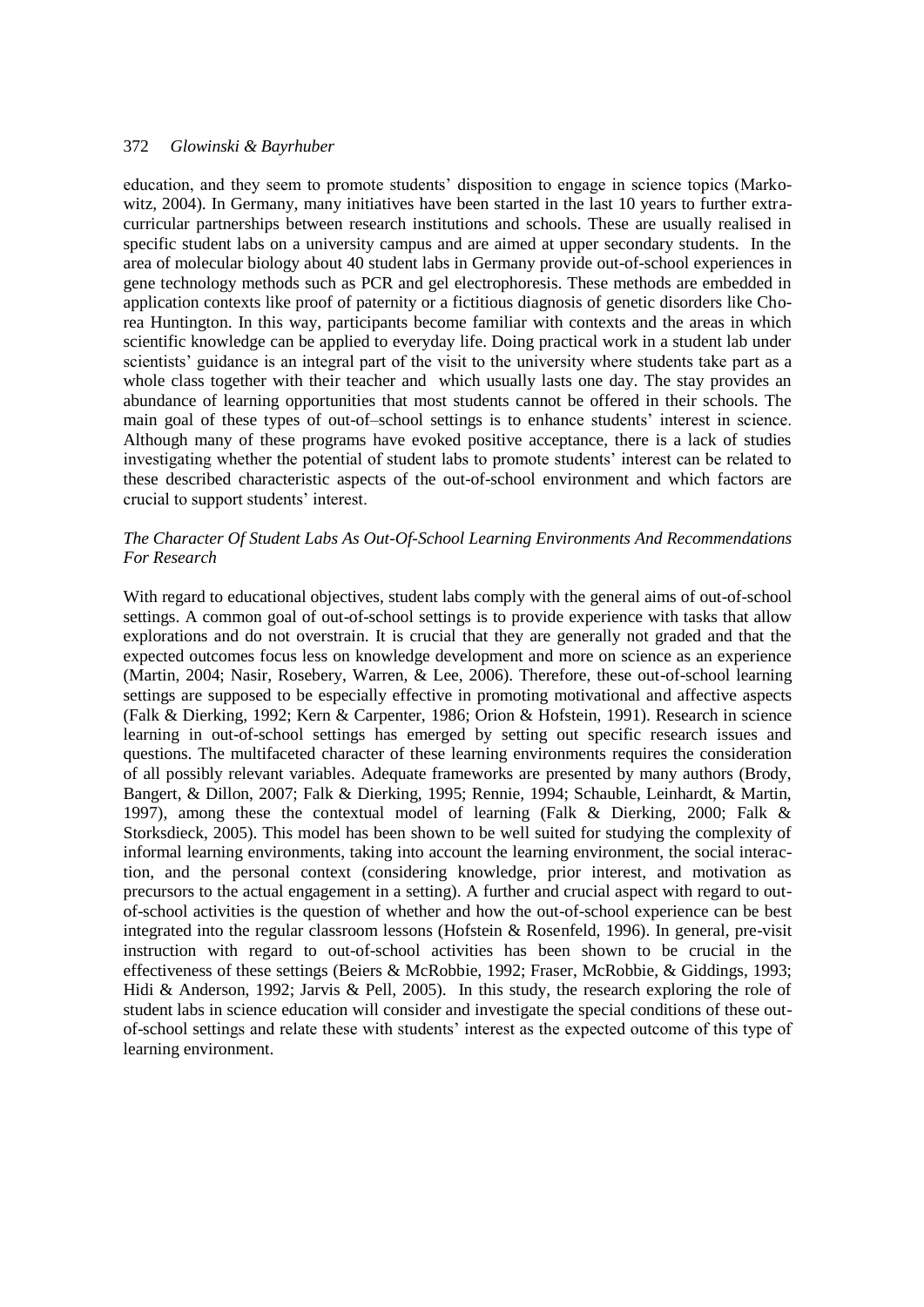education, and they seem to promote students' disposition to engage in science topics (Markowitz, 2004). In Germany, many initiatives have been started in the last 10 years to further extra-curricular partnerships between research institutions and schools. These are usually realised in specific student labs on a university campus and are aimed at upper secondary students. In the area of molecular biology about 40 student labs in Germany provide out-of-school experiences in gene technology methods such as PCR and gel electrophoresis. These methods are embedded in application contexts like proof of paternity or a fictitious diagnosis of genetic disorders like Chorea Huntington. In this way, participants become familiar with contexts and the areas in which scientific knowledge can be applied to everyday life. Doing practical work in a student lab under scientists' guidance is an integral part of the visit to the university where students take part as a whole class together with their teacher and which usually lasts one day. The stay provides an abundance of learning opportunities that most students cannot be offered in their schools. The main goal of these types of out-of–school settings is to enhance students' interest in science. Although many of these programs have evoked positive acceptance, there is a lack of studies investigating whether the potential of student labs to promote students' interest can be related to these described characteristic aspects of the out-of-school environment and which factors are crucial to support students' interest.

### *The Character Of Student Labs As Out-Of-School Learning Environments And Recommendations For Research*

With regard to educational objectives, student labs comply with the general aims of out-of-school settings. A common goal of out-of-school settings is to provide experience with tasks that allow explorations and do not overstrain. It is crucial that they are generally not graded and that the expected outcomes focus less on knowledge development and more on science as an experience (Martin, 2004; Nasir, Rosebery, Warren, & Lee, 2006). Therefore, these out-of-school learning settings are supposed to be especially effective in promoting motivational and affective aspects (Falk & Dierking, 1992; Kern & Carpenter, 1986; Orion & Hofstein, 1991). Research in science learning in out-of-school settings has emerged by setting out specific research issues and questions. The multifaceted character of these learning environments requires the consideration of all possibly relevant variables. Adequate frameworks are presented by many authors (Brody, Bangert, & Dillon, 2007; Falk & Dierking, 1995; Rennie, 1994; Schauble, Leinhardt, & Martin, 1997), among these the contextual model of learning (Falk & Dierking, 2000; Falk & Storksdieck, 2005). This model has been shown to be well suited for studying the complexity of informal learning environments, taking into account the learning environment, the social interaction, and the personal context (considering knowledge, prior interest, and motivation as precursors to the actual engagement in a setting). A further and crucial aspect with regard to out-of-school activities is the question of whether and how the out-of-school experience can be best integrated into the regular classroom lessons (Hofstein & Rosenfeld, 1996). In general, pre-visit instruction with regard to out-of-school activities has been shown to be crucial in the effectiveness of these settings (Beiers & McRobbie, 1992; Fraser, McRobbie, & Giddings, 1993; Hidi & Anderson, 1992; Jarvis & Pell, 2005). In this study, the research exploring the role of student labs in science education will consider and investigate the special conditions of these out-of-school settings and relate these with students' interest as the expected outcome of this type of learning environment.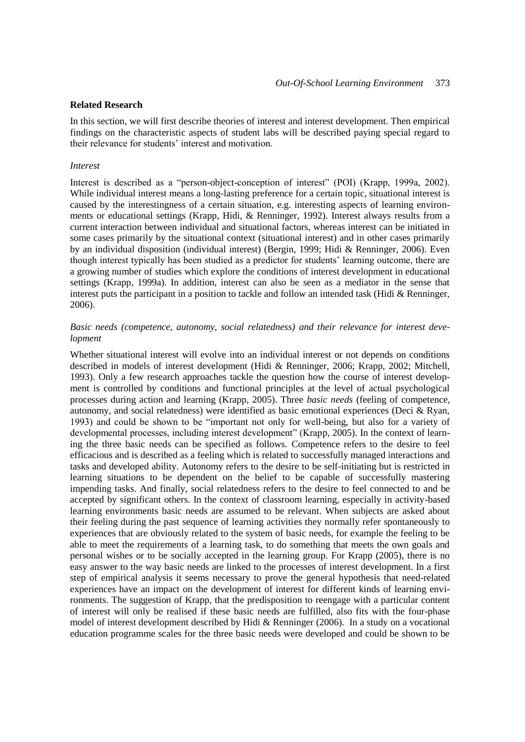## Related Research

In this section, we will first describe theories of interest and interest development. Then empirical findings on the characteristic aspects of student labs will be described paying special regard to their relevance for students' interest and motivation.

### *Interest*

Interest is described as a "person-object-conception of interest" (POI) (Krapp, 1999a, 2002). While individual interest means a long-lasting preference for a certain topic, situational interest is caused by the interestingness of a certain situation, e.g. interesting aspects of learning environments or educational settings (Krapp, Hidi, & Renninger, 1992). Interest always results from a current interaction between individual and situational factors, whereas interest can be initiated in some cases primarily by the situational context (situational interest) and in other cases primarily by an individual disposition (individual interest) (Bergin, 1999; Hidi & Renninger, 2006). Even though interest typically has been studied as a predictor for students' learning outcome, there are a growing number of studies which explore the conditions of interest development in educational settings (Krapp, 1999a). In addition, interest can also be seen as a mediator in the sense that interest puts the participant in a position to tackle and follow an intended task (Hidi & Renninger, 2006).

### *Basic needs (competence, autonomy, social relatedness) and their relevance for interest development*

Whether situational interest will evolve into an individual interest or not depends on conditions described in models of interest development (Hidi & Renninger, 2006; Krapp, 2002; Mitchell, 1993). Only a few research approaches tackle the question how the course of interest development is controlled by conditions and functional principles at the level of actual psychological processes during action and learning (Krapp, 2005). Three *basic needs* (feeling of competence, autonomy, and social relatedness) were identified as basic emotional experiences (Deci & Ryan, 1993) and could be shown to be "important not only for well-being, but also for a variety of developmental processes, including interest development" (Krapp, 2005). In the context of learning the three basic needs can be specified as follows. Competence refers to the desire to feel efficacious and is described as a feeling which is related to successfully managed interactions and tasks and developed ability. Autonomy refers to the desire to be self-initiating but is restricted in learning situations to be dependent on the belief to be capable of successfully mastering impending tasks. And finally, social relatedness refers to the desire to feel connected to and be accepted by significant others. In the context of classroom learning, especially in activity-based learning environments basic needs are assumed to be relevant. When subjects are asked about their feeling during the past sequence of learning activities they normally refer spontaneously to experiences that are obviously related to the system of basic needs, for example the feeling to be able to meet the requirements of a learning task, to do something that meets the own goals and personal wishes or to be socially accepted in the learning group. For Krapp (2005), there is no easy answer to the way basic needs are linked to the processes of interest development. In a first step of empirical analysis it seems necessary to prove the general hypothesis that need-related experiences have an impact on the development of interest for different kinds of learning environments. The suggestion of Krapp, that the predisposition to reengage with a particular content of interest will only be realised if these basic needs are fulfilled, also fits with the four-phase model of interest development described by Hidi & Renninger (2006). In a study on a vocational education programme scales for the three basic needs were developed and could be shown to be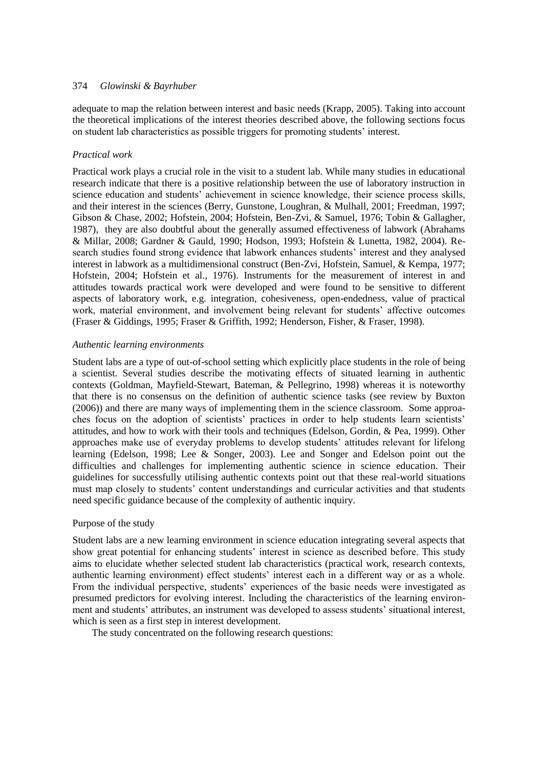adequate to map the relation between interest and basic needs (Krapp, 2005). Taking into account the theoretical implications of the interest theories described above, the following sections focus on student lab characteristics as possible triggers for promoting students' interest.

### *Practical work*

Practical work plays a crucial role in the visit to a student lab. While many studies in educational research indicate that there is a positive relationship between the use of laboratory instruction in science education and students' achievement in science knowledge, their science process skills, and their interest in the sciences (Berry, Gunstone, Loughran, & Mulhall, 2001; Freedman, 1997; Gibson & Chase, 2002; Hofstein, 2004; Hofstein, Ben-Zvi, & Samuel, 1976; Tobin & Gallagher, 1987), they are also doubtful about the generally assumed effectiveness of labwork (Abrahams & Millar, 2008; Gardner & Gauld, 1990; Hodson, 1993; Hofstein & Lunetta, 1982, 2004). Research studies found strong evidence that labwork enhances students' interest and they analysed interest in labwork as a multidimensional construct (Ben-Zvi, Hofstein, Samuel, & Kempa, 1977; Hofstein, 2004; Hofstein et al., 1976). Instruments for the measurement of interest in and attitudes towards practical work were developed and were found to be sensitive to different aspects of laboratory work, e.g. integration, cohesiveness, open-endedness, value of practical work, material environment, and involvement being relevant for students' affective outcomes (Fraser & Giddings, 1995; Fraser & Griffith, 1992; Henderson, Fisher, & Fraser, 1998).

### *Authentic learning environments*

Student labs are a type of out-of-school setting which explicitly place students in the role of being a scientist. Several studies describe the motivating effects of situated learning in authentic contexts (Goldman, Mayfield-Stewart, Bateman, & Pellegrino, 1998) whereas it is noteworthy that there is no consensus on the definition of authentic science tasks (see review by Buxton (2006)) and there are many ways of implementing them in the science classroom. Some approaches focus on the adoption of scientists' practices in order to help students learn scientists' attitudes, and how to work with their tools and techniques (Edelson, Gordin, & Pea, 1999). Other approaches make use of everyday problems to develop students' attitudes relevant for lifelong learning (Edelson, 1998; Lee & Songer, 2003). Lee and Songer and Edelson point out the difficulties and challenges for implementing authentic science in science education. Their guidelines for successfully utilising authentic contexts point out that these real-world situations must map closely to students' content understandings and curricular activities and that students need specific guidance because of the complexity of authentic inquiry.

## Purpose of the study

Student labs are a new learning environment in science education integrating several aspects that show great potential for enhancing students' interest in science as described before. This study aims to elucidate whether selected student lab characteristics (practical work, research contexts, authentic learning environment) effect students' interest each in a different way or as a whole. From the individual perspective, students' experiences of the basic needs were investigated as presumed predictors for evolving interest. Including the characteristics of the learning environment and students' attributes, an instrument was developed to assess students' situational interest, which is seen as a first step in interest development.

The study concentrated on the following research questions: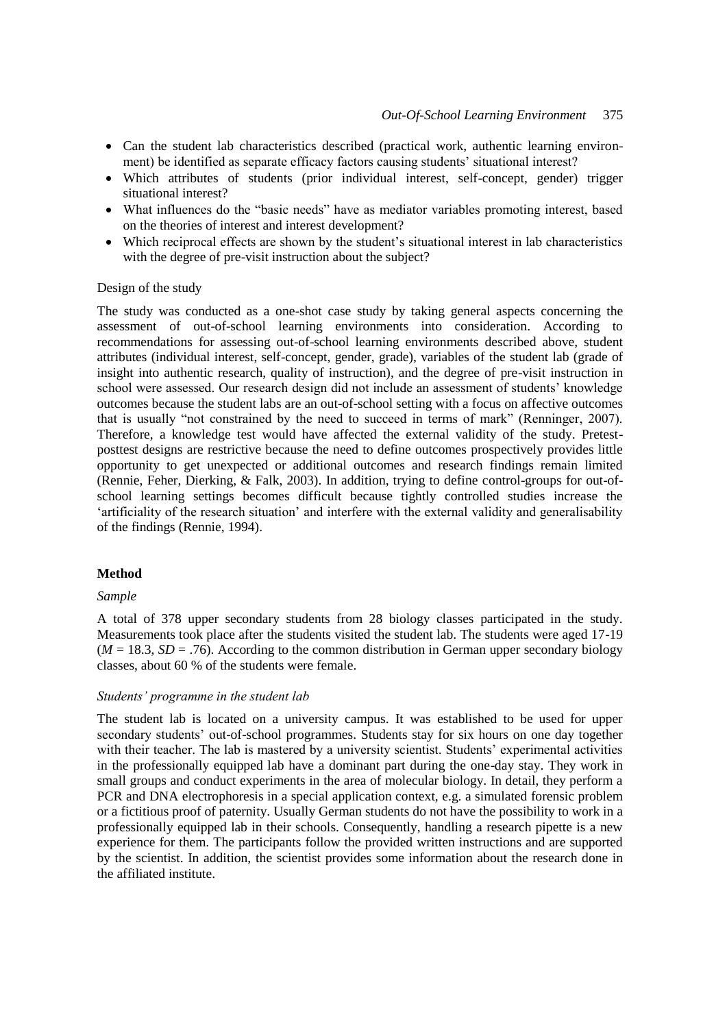- Can the student lab characteristics described (practical work, authentic learning environment) be identified as separate efficacy factors causing students' situational interest?
- Which attributes of students (prior individual interest, self-concept, gender) trigger situational interest?
- What influences do the "basic needs" have as mediator variables promoting interest, based on the theories of interest and interest development?
- Which reciprocal effects are shown by the student's situational interest in lab characteristics with the degree of pre-visit instruction about the subject?

Design of the study

The study was conducted as a one-shot case study by taking general aspects concerning the assessment of out-of-school learning environments into consideration. According to recommendations for assessing out-of-school learning environments described above, student attributes (individual interest, self-concept, gender, grade), variables of the student lab (grade of insight into authentic research, quality of instruction), and the degree of pre-visit instruction in school were assessed. Our research design did not include an assessment of students' knowledge outcomes because the student labs are an out-of-school setting with a focus on affective outcomes that is usually "not constrained by the need to succeed in terms of mark" (Renninger, 2007). Therefore, a knowledge test would have affected the external validity of the study. Pretest-posttest designs are restrictive because the need to define outcomes prospectively provides little opportunity to get unexpected or additional outcomes and research findings remain limited (Rennie, Feher, Dierking, & Falk, 2003). In addition, trying to define control-groups for out-of-school learning settings becomes difficult because tightly controlled studies increase the 'artificiality of the research situation' and interfere with the external validity and generalisability of the findings (Rennie, 1994).

## Method

### *Sample*

A total of 378 upper secondary students from 28 biology classes participated in the study. Measurements took place after the students visited the student lab. The students were aged 17-19 ($M = 18.3$, $SD = .76$). According to the common distribution in German upper secondary biology classes, about 60 % of the students were female.

### *Students' programme in the student lab*

The student lab is located on a university campus. It was established to be used for upper secondary students' out-of-school programmes. Students stay for six hours on one day together with their teacher. The lab is mastered by a university scientist. Students' experimental activities in the professionally equipped lab have a dominant part during the one-day stay. They work in small groups and conduct experiments in the area of molecular biology. In detail, they perform a PCR and DNA electrophoresis in a special application context, e.g. a simulated forensic problem or a fictitious proof of paternity. Usually German students do not have the possibility to work in a professionally equipped lab in their schools. Consequently, handling a research pipette is a new experience for them. The participants follow the provided written instructions and are supported by the scientist. In addition, the scientist provides some information about the research done in the affiliated institute.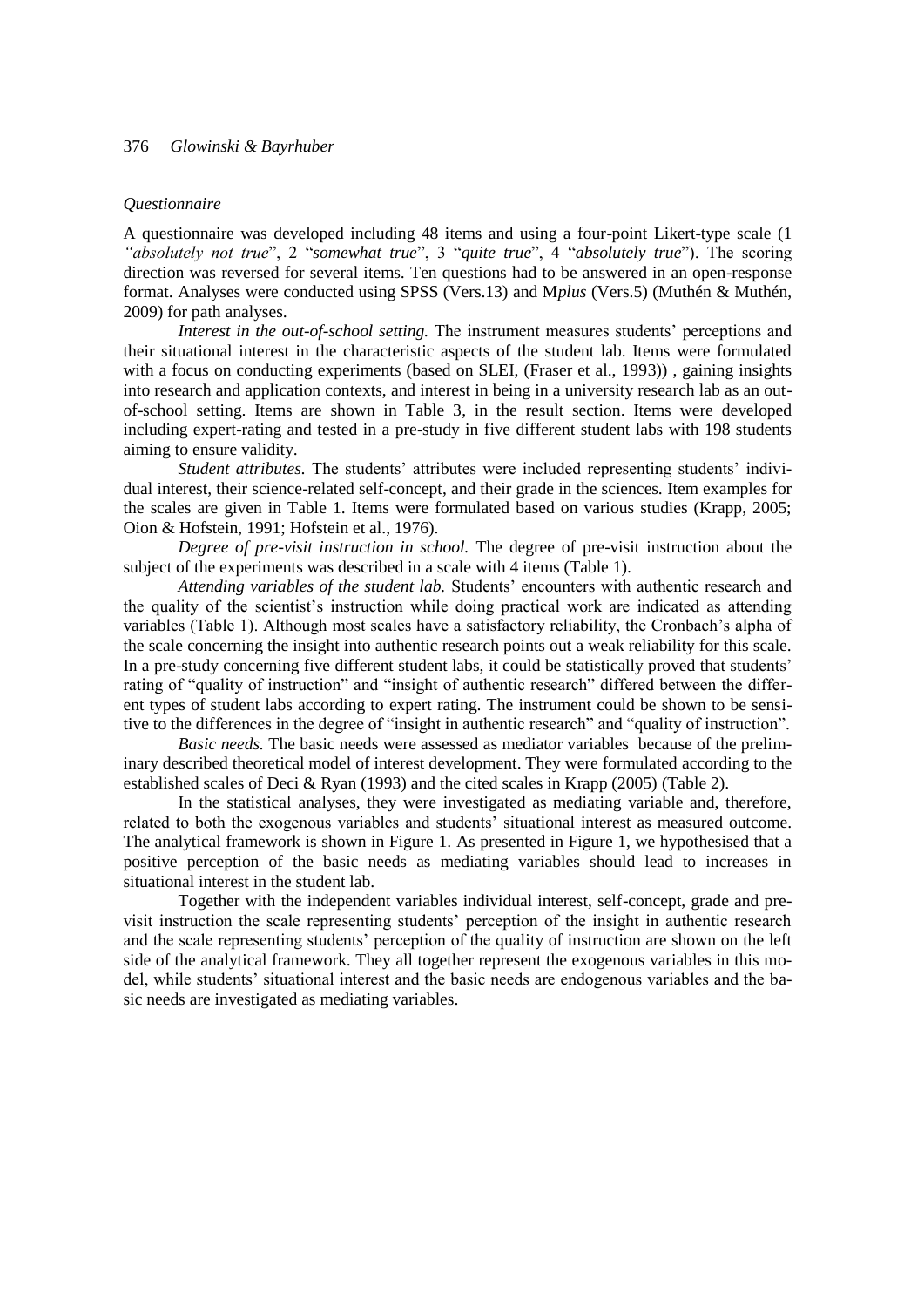*Questionnaire*

A questionnaire was developed including 48 items and using a four-point Likert-type scale (1 *"absolutely not true"*, 2 "*somewhat true*", 3 "*quite true*", 4 "*absolutely true*"). The scoring direction was reversed for several items. Ten questions had to be answered in an open-response format. Analyses were conducted using SPSS (Vers.13) and M*plus* (Vers.5) (Muthén & Muthén, 2009) for path analyses.

*Interest in the out-of-school setting.* The instrument measures students' perceptions and their situational interest in the characteristic aspects of the student lab. Items were formulated with a focus on conducting experiments (based on SLEI, (Fraser et al., 1993)) , gaining insights into research and application contexts, and interest in being in a university research lab as an out-of-school setting. Items are shown in Table 3, in the result section. Items were developed including expert-rating and tested in a pre-study in five different student labs with 198 students aiming to ensure validity.

*Student attributes.* The students' attributes were included representing students' individual interest, their science-related self-concept, and their grade in the sciences. Item examples for the scales are given in Table 1. Items were formulated based on various studies (Krapp, 2005; Oion & Hofstein, 1991; Hofstein et al., 1976).

*Degree of pre-visit instruction in school.* The degree of pre-visit instruction about the subject of the experiments was described in a scale with 4 items (Table 1).

*Attending variables of the student lab.* Students' encounters with authentic research and the quality of the scientist's instruction while doing practical work are indicated as attending variables (Table 1). Although most scales have a satisfactory reliability, the Cronbach's alpha of the scale concerning the insight into authentic research points out a weak reliability for this scale. In a pre-study concerning five different student labs, it could be statistically proved that students' rating of "quality of instruction" and "insight of authentic research" differed between the different types of student labs according to expert rating. The instrument could be shown to be sensitive to the differences in the degree of "insight in authentic research" and "quality of instruction".

*Basic needs.* The basic needs were assessed as mediator variables because of the preliminary described theoretical model of interest development. They were formulated according to the established scales of Deci & Ryan (1993) and the cited scales in Krapp (2005) (Table 2).

In the statistical analyses, they were investigated as mediating variable and, therefore, related to both the exogenous variables and students' situational interest as measured outcome. The analytical framework is shown in Figure 1. As presented in Figure 1, we hypothesised that a positive perception of the basic needs as mediating variables should lead to increases in situational interest in the student lab.

Together with the independent variables individual interest, self-concept, grade and pre-visit instruction the scale representing students' perception of the insight in authentic research and the scale representing students' perception of the quality of instruction are shown on the left side of the analytical framework. They all together represent the exogenous variables in this model, while students' situational interest and the basic needs are endogenous variables and the basic needs are investigated as mediating variables.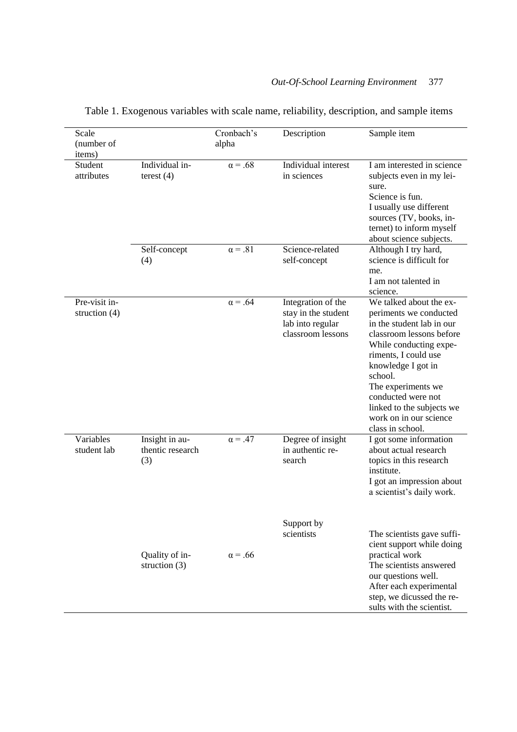Table 1. Exogenous variables with scale name, reliability, description, and sample items

| Scale (number of items) | | Cronbach's alpha | Description | Sample item |
|---|---|---|---|---|
| Student attributes | Individual interest (4) | α = .68 | Individual interest in sciences | I am interested in science subjects even in my leisure. Science is fun. I usually use different sources (TV, books, internet) to inform myself about science subjects. |
| | Self-concept (4) | α = .81 | Science-related self-concept | Although I try hard, science is difficult for me. I am not talented in science. |
| Pre-visit instruction (4) | | α = .64 | Integration of the stay in the student lab into regular classroom lessons | We talked about the experiments we conducted in the student lab in our classroom lessons before While conducting experiments, I could use knowledge I got in school. The experiments we conducted were not linked to the subjects we work on in our science class in school. |
| Variables student lab | Insight in authentic research (3) | α = .47 | Degree of insight in authentic research | I got some information about actual research topics in this research institute. I got an impression about a scientist's daily work. |
| | Quality of instruction (3) | α = .66 | Support by scientists | The scientists gave sufficient support while doing practical work The scientists answered our questions well. After each experimental step, we dicussed the results with the scientist. |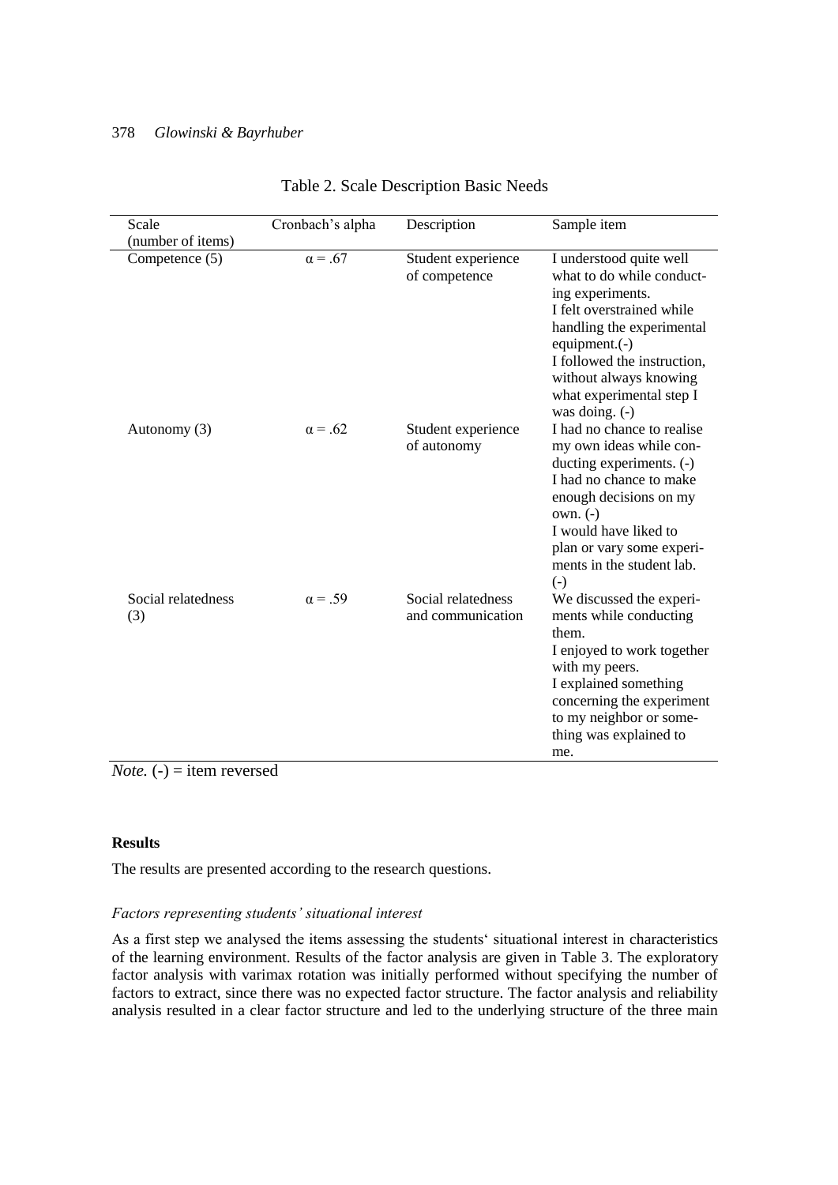Table 2. Scale Description Basic Needs

| Scale (number of items) | Cronbach's alpha | Description | Sample item |
|---|---|---|---|
| Competence (5) | $\alpha = .67$ | Student experience of competence | I understood quite well what to do while conducting experiments. I felt overstrained while handling the experimental equipment.(-) I followed the instruction, without always knowing what experimental step I was doing. (-) |
| Autonomy (3) | $\alpha = .62$ | Student experience of autonomy | I had no chance to realise my own ideas while conducting experiments. (-) I had no chance to make enough decisions on my own. (-) I would have liked to plan or vary some experiments in the student lab. (-) |
| Social relatedness (3) | $\alpha = .59$ | Social relatedness and communication | We discussed the experiments while conducting them. I enjoyed to work together with my peers. I explained something concerning the experiment to my neighbor or something was explained to me. |

*Note.* (-) = item reversed

## Results

The results are presented according to the research questions.

### *Factors representing students' situational interest*

As a first step we analysed the items assessing the students' situational interest in characteristics of the learning environment. Results of the factor analysis are given in Table 3. The exploratory factor analysis with varimax rotation was initially performed without specifying the number of factors to extract, since there was no expected factor structure. The factor analysis and reliability analysis resulted in a clear factor structure and led to the underlying structure of the three main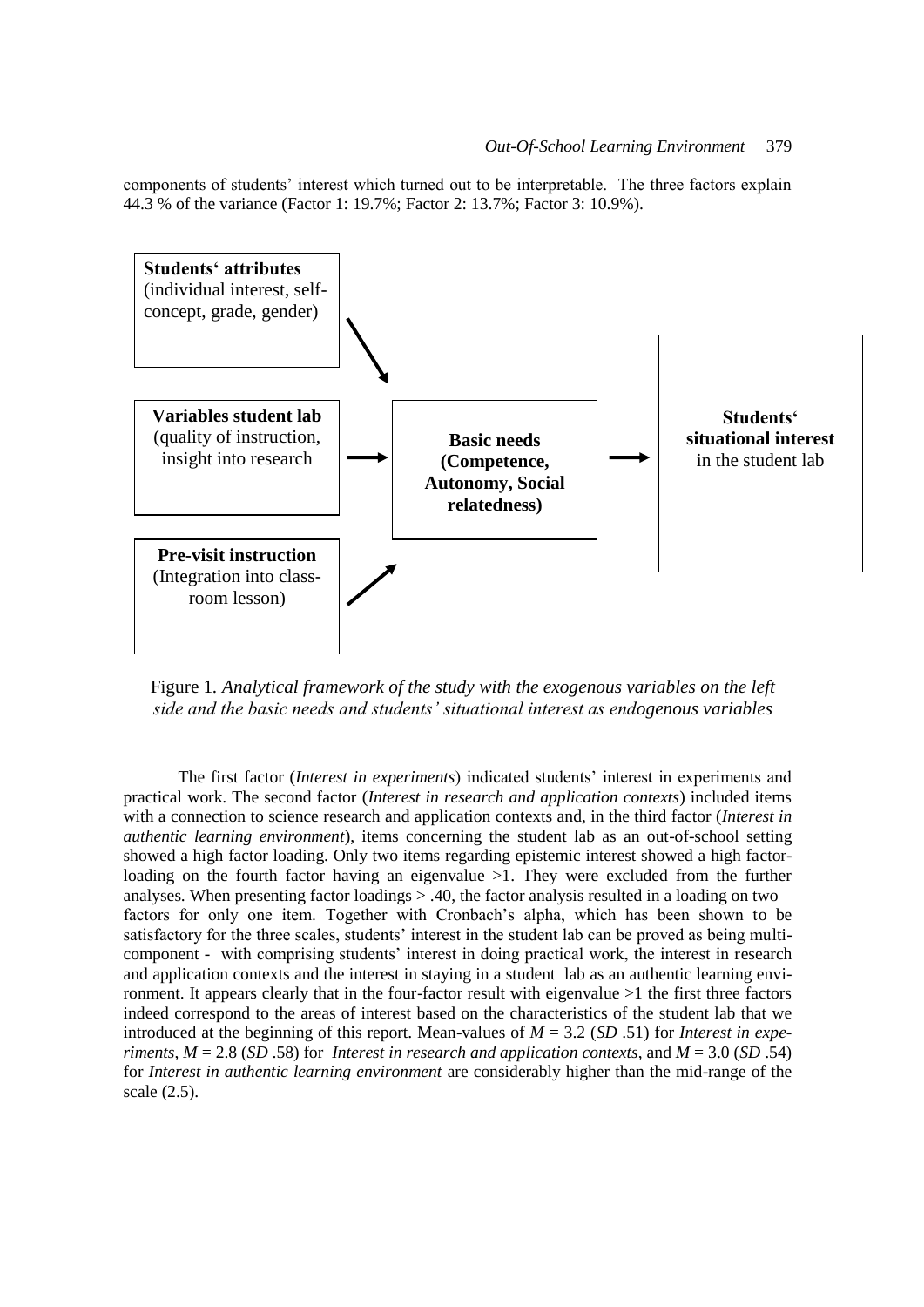components of students' interest which turned out to be interpretable. The three factors explain 44.3 % of the variance (Factor 1: 19.7%; Factor 2: 13.7%; Factor 3: 10.9%).

**Students' attributes** (individual interest, self-concept, grade, gender)

**Variables student lab** (quality of instruction, insight into research

**Pre-visit instruction** (Integration into class-room lesson)

**Basic needs (Competence, Autonomy, Social relatedness)**

**Students' situational interest** in the student lab

Figure 1. *Analytical framework of the study with the exogenous variables on the left side and the basic needs and students' situational interest as endogenous variables*

The first factor (*Interest in experiments*) indicated students' interest in experiments and practical work. The second factor (*Interest in research and application contexts*) included items with a connection to science research and application contexts and, in the third factor (*Interest in authentic learning environment*), items concerning the student lab as an out-of-school setting showed a high factor loading. Only two items regarding epistemic interest showed a high factor-loading on the fourth factor having an eigenvalue >1. They were excluded from the further analyses. When presenting factor loadings > .40, the factor analysis resulted in a loading on two factors for only one item. Together with Cronbach's alpha, which has been shown to be satisfactory for the three scales, students' interest in the student lab can be proved as being multi-component - with comprising students' interest in doing practical work, the interest in research and application contexts and the interest in staying in a student lab as an authentic learning environment. It appears clearly that in the four-factor result with eigenvalue >1 the first three factors indeed correspond to the areas of interest based on the characteristics of the student lab that we introduced at the beginning of this report. Mean-values of $M$ = 3.2 ($SD$ .51) for *Interest in experiments*, $M$ = 2.8 ($SD$ .58) for *Interest in research and application contexts*, and $M$ = 3.0 ($SD$ .54) for *Interest in authentic learning environment* are considerably higher than the mid-range of the scale (2.5).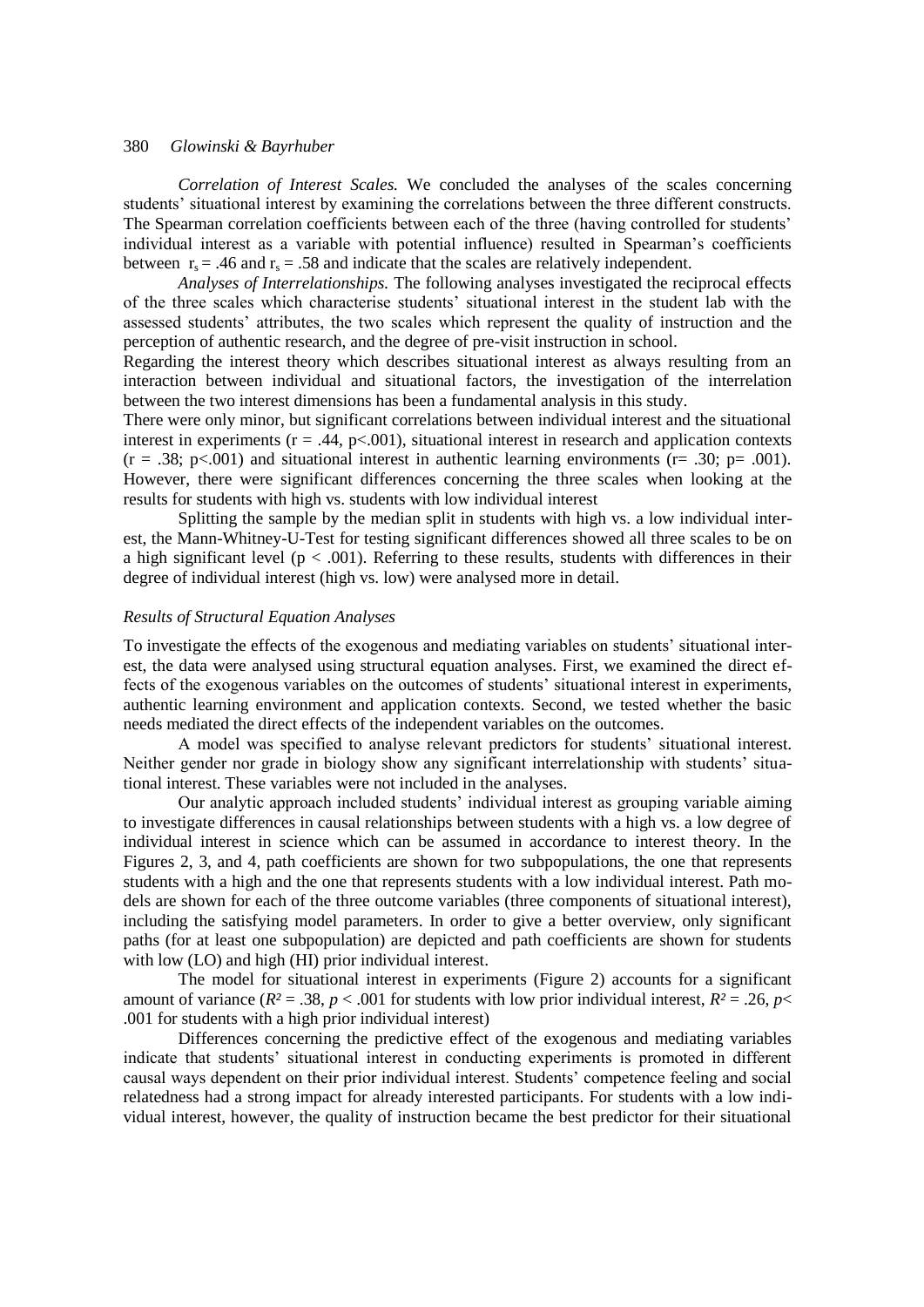*Correlation of Interest Scales.* We concluded the analyses of the scales concerning students' situational interest by examining the correlations between the three different constructs. The Spearman correlation coefficients between each of the three (having controlled for students' individual interest as a variable with potential influence) resulted in Spearman's coefficients between $r_s = .46$ and $r_s = .58$ and indicate that the scales are relatively independent.

*Analyses of Interrelationships.* The following analyses investigated the reciprocal effects of the three scales which characterise students' situational interest in the student lab with the assessed students' attributes, the two scales which represent the quality of instruction and the perception of authentic research, and the degree of pre-visit instruction in school.

Regarding the interest theory which describes situational interest as always resulting from an interaction between individual and situational factors, the investigation of the interrelation between the two interest dimensions has been a fundamental analysis in this study.

There were only minor, but significant correlations between individual interest and the situational interest in experiments ($r = .44$, $p<.001$), situational interest in research and application contexts ($r = .38$; $p<.001$) and situational interest in authentic learning environments ($r= .30$; $p= .001$). However, there were significant differences concerning the three scales when looking at the results for students with high vs. students with low individual interest

Splitting the sample by the median split in students with high vs. a low individual interest, the Mann-Whitney-U-Test for testing significant differences showed all three scales to be on a high significant level ($p < .001$). Referring to these results, students with differences in their degree of individual interest (high vs. low) were analysed more in detail.

### *Results of Structural Equation Analyses*

To investigate the effects of the exogenous and mediating variables on students' situational interest, the data were analysed using structural equation analyses. First, we examined the direct effects of the exogenous variables on the outcomes of students' situational interest in experiments, authentic learning environment and application contexts. Second, we tested whether the basic needs mediated the direct effects of the independent variables on the outcomes.

A model was specified to analyse relevant predictors for students' situational interest. Neither gender nor grade in biology show any significant interrelationship with students' situational interest. These variables were not included in the analyses.

Our analytic approach included students' individual interest as grouping variable aiming to investigate differences in causal relationships between students with a high vs. a low degree of individual interest in science which can be assumed in accordance to interest theory. In the Figures 2, 3, and 4, path coefficients are shown for two subpopulations, the one that represents students with a high and the one that represents students with a low individual interest. Path models are shown for each of the three outcome variables (three components of situational interest), including the satisfying model parameters. In order to give a better overview, only significant paths (for at least one subpopulation) are depicted and path coefficients are shown for students with low (LO) and high (HI) prior individual interest.

The model for situational interest in experiments (Figure 2) accounts for a significant amount of variance ($R^2 = .38$, $p < .001$ for students with low prior individual interest, $R^2 = .26$, $p< .001$ for students with a high prior individual interest)

Differences concerning the predictive effect of the exogenous and mediating variables indicate that students' situational interest in conducting experiments is promoted in different causal ways dependent on their prior individual interest. Students' competence feeling and social relatedness had a strong impact for already interested participants. For students with a low individual interest, however, the quality of instruction became the best predictor for their situational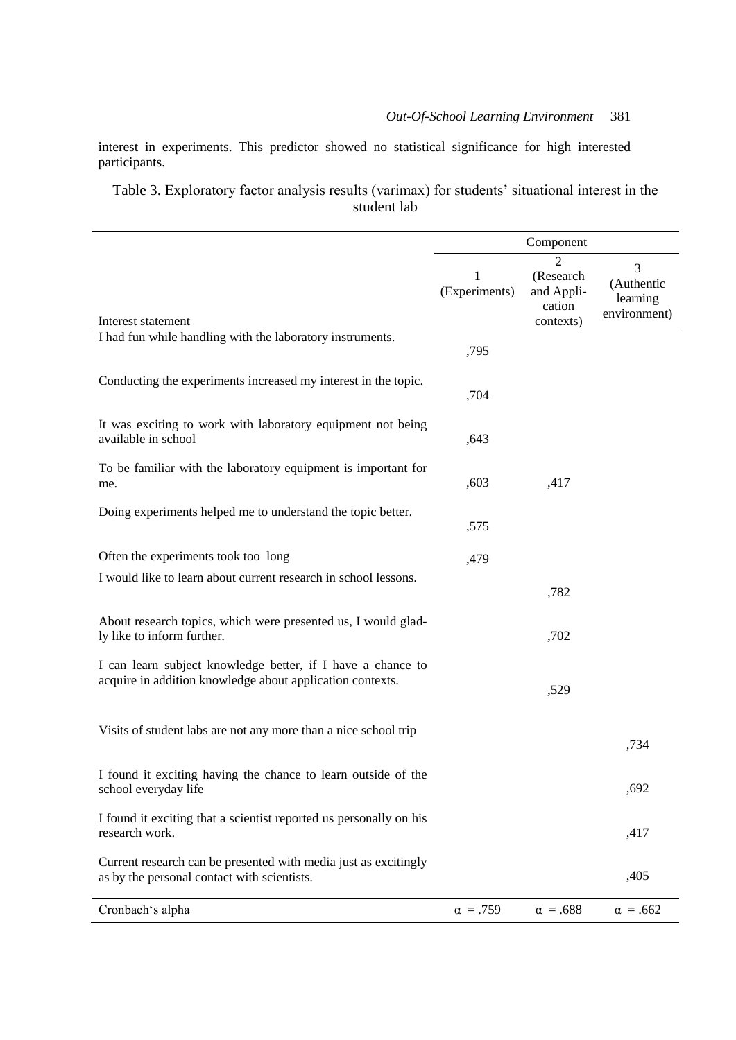interest in experiments. This predictor showed no statistical significance for high interested participants.

Table 3. Exploratory factor analysis results (varimax) for students' situational interest in the student lab

| | Component | | |
|---|---|---|---|
| Interest statement | 1 (Experiments) | 2 (Research and Application contexts) | 3 (Authentic learning environment) |
| I had fun while handling with the laboratory instruments. | ,795 | | |
| Conducting the experiments increased my interest in the topic. | ,704 | | |
| It was exciting to work with laboratory equipment not being available in school | ,643 | | |
| To be familiar with the laboratory equipment is important for me. | ,603 | ,417 | |
| Doing experiments helped me to understand the topic better. | ,575 | | |
| Often the experiments took too long | ,479 | | |
| I would like to learn about current research in school lessons. | | ,782 | |
| About research topics, which were presented us, I would gladly like to inform further. | | ,702 | |
| I can learn subject knowledge better, if I have a chance to acquire in addition knowledge about application contexts. | | ,529 | |
| Visits of student labs are not any more than a nice school trip | | | ,734 |
| I found it exciting having the chance to learn outside of the school everyday life | | | ,692 |
| I found it exciting that a scientist reported us personally on his research work. | | | ,417 |
| Current research can be presented with media just as excitingly as by the personal contact with scientists. | | | ,405 |
| Cronbach's alpha | $\alpha$ = .759 | $\alpha$ = .688 | $\alpha$ = .662 |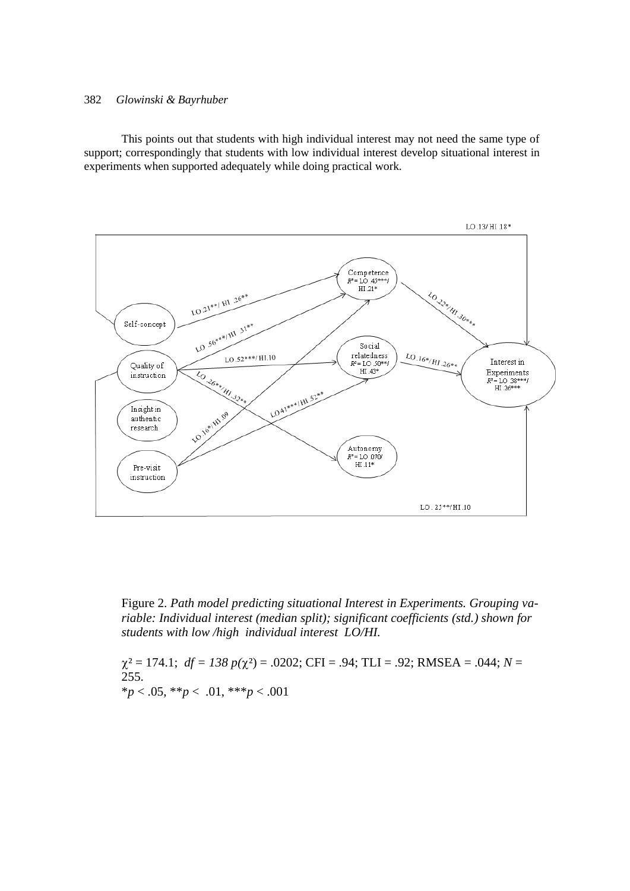This points out that students with high individual interest may not need the same type of support; correspondingly that students with low individual interest develop situational interest in experiments when supported adequately while doing practical work.

Figure 2. *Path model predicting situational Interest in Experiments. Grouping variable: Individual interest (median split); significant coefficients (std.) shown for students with low /high individual interest LO/HI.*

$\chi^2$ = 174.1; *df = 138 p*($\chi^2$) = .0202; CFI = .94; TLI = .92; RMSEA = .044; *N* = 255.

$^*p < .05$, $^{**}p < .01$, $^{***}p < .001$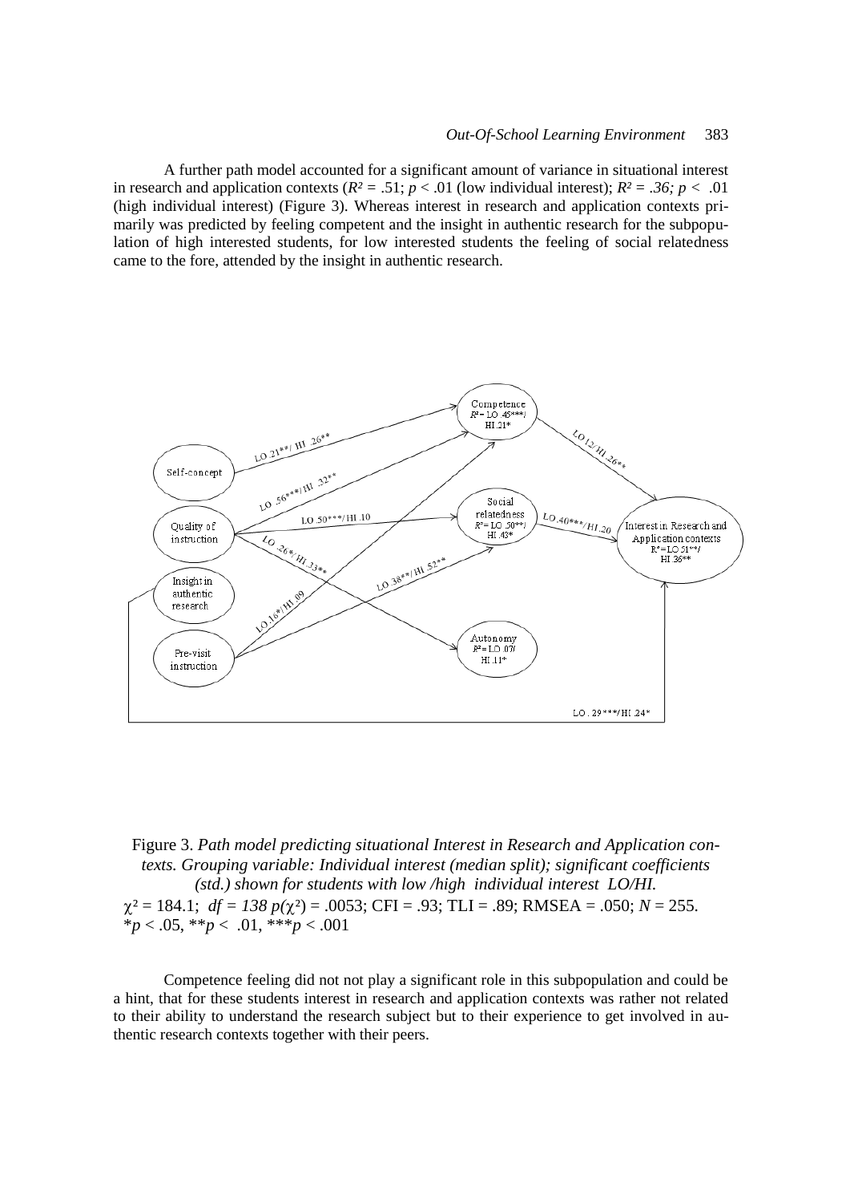A further path model accounted for a significant amount of variance in situational interest in research and application contexts ($R^2$ = .51; $p$ < .01 (low individual interest); $R^2 = .36; p < .01$ (high individual interest) (Figure 3). Whereas interest in research and application contexts primarily was predicted by feeling competent and the insight in authentic research for the subpopulation of high interested students, for low interested students the feeling of social relatedness came to the fore, attended by the insight in authentic research.

Figure 3. *Path model predicting situational Interest in Research and Application contexts. Grouping variable: Individual interest (median split); significant coefficients (std.) shown for students with low /high individual interest LO/HI.*
$\chi^2$ = 184.1; $df = 138$ $p(\chi^2)$ = .0053; CFI = .93; TLI = .89; RMSEA = .050; $N$ = 255.
*$p$ < .05, **$p$ < .01, ***$p$ < .001

Competence feeling did not not play a significant role in this subpopulation and could be a hint, that for these students interest in research and application contexts was rather not related to their ability to understand the research subject but to their experience to get involved in authentic research contexts together with their peers.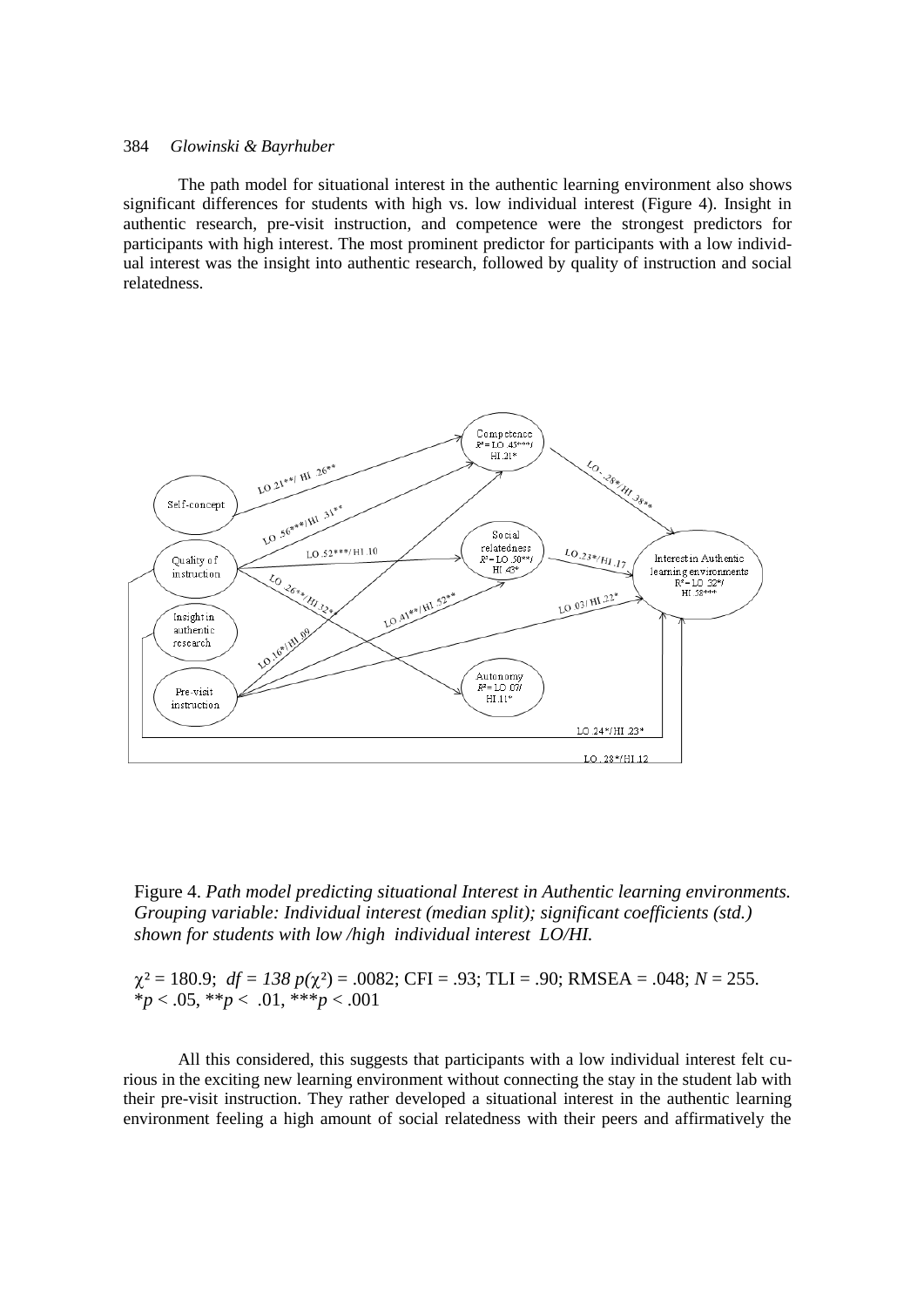The path model for situational interest in the authentic learning environment also shows significant differences for students with high vs. low individual interest (Figure 4). Insight in authentic research, pre-visit instruction, and competence were the strongest predictors for participants with high interest. The most prominent predictor for participants with a low individual interest was the insight into authentic research, followed by quality of instruction and social relatedness.

Figure 4. *Path model predicting situational Interest in Authentic learning environments. Grouping variable: Individual interest (median split); significant coefficients (std.) shown for students with low /high individual interest LO/HI.*

$\chi^2 = 180.9$; $df = 138$ $p(\chi^2) = .0082$; CFI = .93; TLI = .90; RMSEA = .048; $N = 255$.
$^*p < .05$, $^{**}p < .01$, $^{***}p < .001$

All this considered, this suggests that participants with a low individual interest felt curious in the exciting new learning environment without connecting the stay in the student lab with their pre-visit instruction. They rather developed a situational interest in the authentic learning environment feeling a high amount of social relatedness with their peers and affirmatively the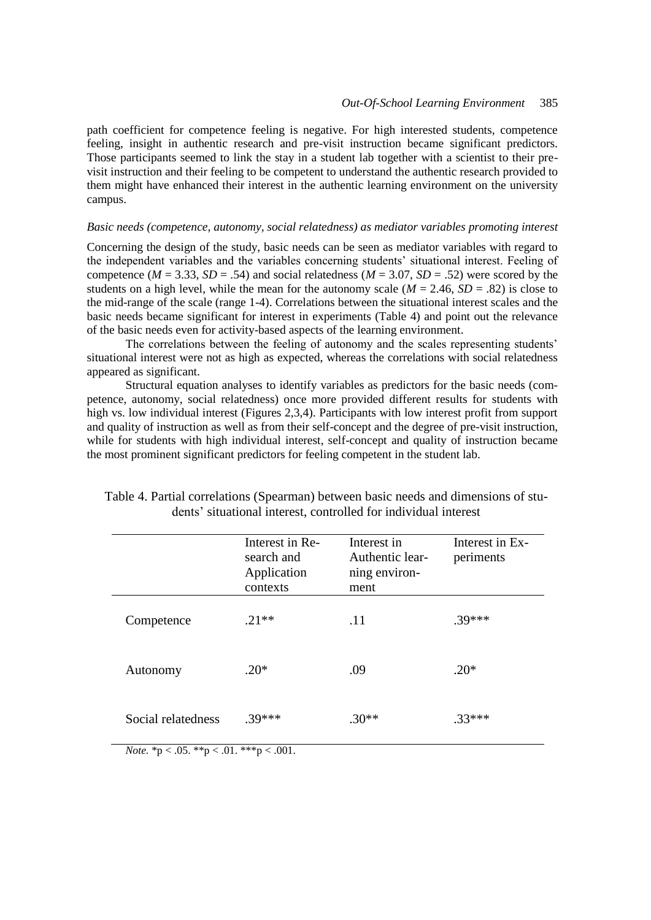path coefficient for competence feeling is negative. For high interested students, competence feeling, insight in authentic research and pre-visit instruction became significant predictors. Those participants seemed to link the stay in a student lab together with a scientist to their pre-visit instruction and their feeling to be competent to understand the authentic research provided to them might have enhanced their interest in the authentic learning environment on the university campus.

### *Basic needs (competence, autonomy, social relatedness) as mediator variables promoting interest*

Concerning the design of the study, basic needs can be seen as mediator variables with regard to the independent variables and the variables concerning students' situational interest. Feeling of competence ($M = 3.33$, $SD = .54$) and social relatedness ($M = 3.07$, $SD = .52$) were scored by the students on a high level, while the mean for the autonomy scale ($M = 2.46$, $SD = .82$) is close to the mid-range of the scale (range 1-4). Correlations between the situational interest scales and the basic needs became significant for interest in experiments (Table 4) and point out the relevance of the basic needs even for activity-based aspects of the learning environment.

The correlations between the feeling of autonomy and the scales representing students' situational interest were not as high as expected, whereas the correlations with social relatedness appeared as significant.

Structural equation analyses to identify variables as predictors for the basic needs (competence, autonomy, social relatedness) once more provided different results for students with high vs. low individual interest (Figures 2,3,4). Participants with low interest profit from support and quality of instruction as well as from their self-concept and the degree of pre-visit instruction, while for students with high individual interest, self-concept and quality of instruction became the most prominent significant predictors for feeling competent in the student lab.

Table 4. Partial correlations (Spearman) between basic needs and dimensions of students' situational interest, controlled for individual interest

| | Interest in Research and Application contexts | Interest in Authentic learning environment | Interest in Experiments |
|---|---|---|---|
| Competence | .21** | .11 | .39*** |
| Autonomy | .20* | .09 | .20* |
| Social relatedness | .39*** | .30** | .33*** |

*Note.* *p < .05. **p < .01. ***p < .001.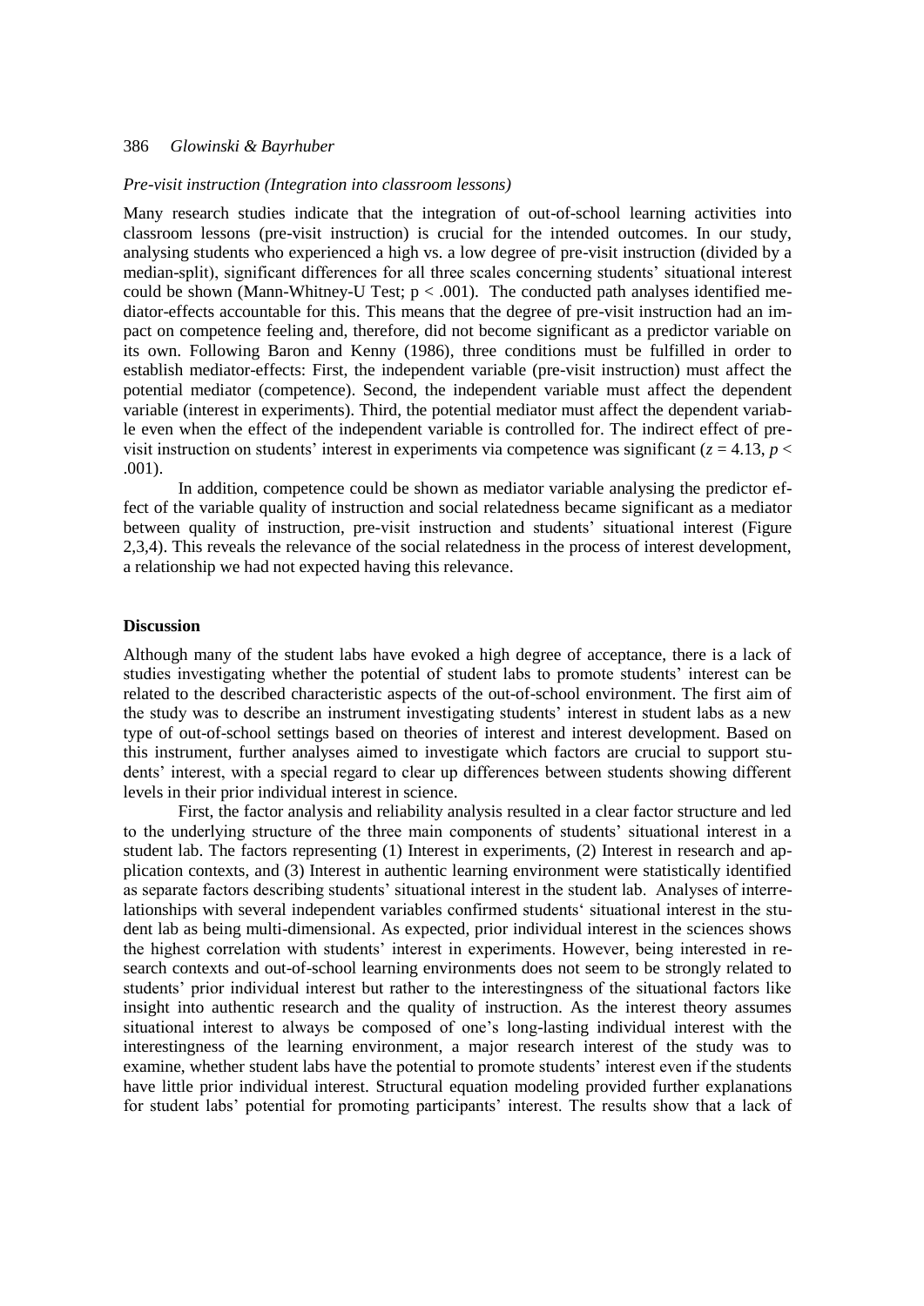*Pre-visit instruction (Integration into classroom lessons)*

Many research studies indicate that the integration of out-of-school learning activities into classroom lessons (pre-visit instruction) is crucial for the intended outcomes. In our study, analysing students who experienced a high vs. a low degree of pre-visit instruction (divided by a median-split), significant differences for all three scales concerning students' situational interest could be shown (Mann-Whitney-U Test; $p < .001$). The conducted path analyses identified mediator-effects accountable for this. This means that the degree of pre-visit instruction had an impact on competence feeling and, therefore, did not become significant as a predictor variable on its own. Following Baron and Kenny (1986), three conditions must be fulfilled in order to establish mediator-effects: First, the independent variable (pre-visit instruction) must affect the potential mediator (competence). Second, the independent variable must affect the dependent variable (interest in experiments). Third, the potential mediator must affect the dependent variable even when the effect of the independent variable is controlled for. The indirect effect of pre-visit instruction on students' interest in experiments via competence was significant ($z = 4.13$, $p < .001$).

In addition, competence could be shown as mediator variable analysing the predictor effect of the variable quality of instruction and social relatedness became significant as a mediator between quality of instruction, pre-visit instruction and students' situational interest (Figure 2,3,4). This reveals the relevance of the social relatedness in the process of interest development, a relationship we had not expected having this relevance.

**Discussion**

Although many of the student labs have evoked a high degree of acceptance, there is a lack of studies investigating whether the potential of student labs to promote students' interest can be related to the described characteristic aspects of the out-of-school environment. The first aim of the study was to describe an instrument investigating students' interest in student labs as a new type of out-of-school settings based on theories of interest and interest development. Based on this instrument, further analyses aimed to investigate which factors are crucial to support students' interest, with a special regard to clear up differences between students showing different levels in their prior individual interest in science.

First, the factor analysis and reliability analysis resulted in a clear factor structure and led to the underlying structure of the three main components of students' situational interest in a student lab. The factors representing (1) Interest in experiments, (2) Interest in research and application contexts, and (3) Interest in authentic learning environment were statistically identified as separate factors describing students' situational interest in the student lab. Analyses of interrelationships with several independent variables confirmed students' situational interest in the student lab as being multi-dimensional. As expected, prior individual interest in the sciences shows the highest correlation with students' interest in experiments. However, being interested in research contexts and out-of-school learning environments does not seem to be strongly related to students' prior individual interest but rather to the interestingness of the situational factors like insight into authentic research and the quality of instruction. As the interest theory assumes situational interest to always be composed of one's long-lasting individual interest with the interestingness of the learning environment, a major research interest of the study was to examine, whether student labs have the potential to promote students' interest even if the students have little prior individual interest. Structural equation modeling provided further explanations for student labs' potential for promoting participants' interest. The results show that a lack of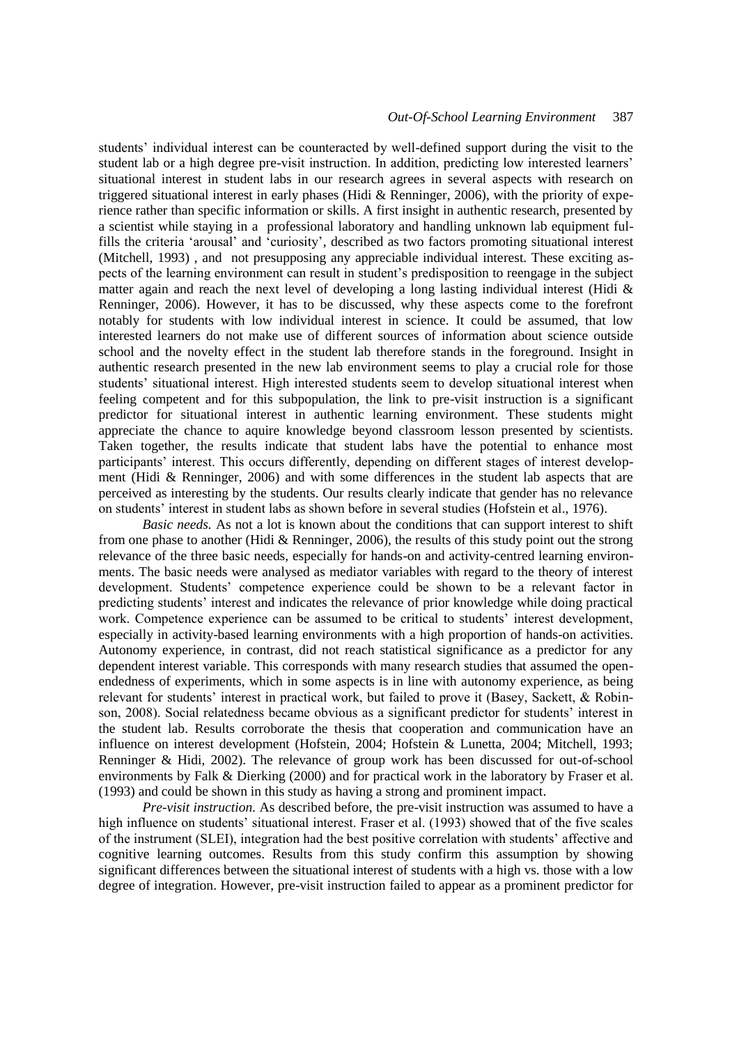students' individual interest can be counteracted by well-defined support during the visit to the student lab or a high degree pre-visit instruction. In addition, predicting low interested learners' situational interest in student labs in our research agrees in several aspects with research on triggered situational interest in early phases (Hidi & Renninger, 2006), with the priority of experience rather than specific information or skills. A first insight in authentic research, presented by a scientist while staying in a professional laboratory and handling unknown lab equipment fulfills the criteria 'arousal' and 'curiosity', described as two factors promoting situational interest (Mitchell, 1993) , and not presupposing any appreciable individual interest. These exciting aspects of the learning environment can result in student's predisposition to reengage in the subject matter again and reach the next level of developing a long lasting individual interest (Hidi & Renninger, 2006). However, it has to be discussed, why these aspects come to the forefront notably for students with low individual interest in science. It could be assumed, that low interested learners do not make use of different sources of information about science outside school and the novelty effect in the student lab therefore stands in the foreground. Insight in authentic research presented in the new lab environment seems to play a crucial role for those students' situational interest. High interested students seem to develop situational interest when feeling competent and for this subpopulation, the link to pre-visit instruction is a significant predictor for situational interest in authentic learning environment. These students might appreciate the chance to aquire knowledge beyond classroom lesson presented by scientists. Taken together, the results indicate that student labs have the potential to enhance most participants' interest. This occurs differently, depending on different stages of interest development (Hidi & Renninger, 2006) and with some differences in the student lab aspects that are perceived as interesting by the students. Our results clearly indicate that gender has no relevance on students' interest in student labs as shown before in several studies (Hofstein et al., 1976).

*Basic needs.* As not a lot is known about the conditions that can support interest to shift from one phase to another (Hidi & Renninger, 2006), the results of this study point out the strong relevance of the three basic needs, especially for hands-on and activity-centred learning environments. The basic needs were analysed as mediator variables with regard to the theory of interest development. Students' competence experience could be shown to be a relevant factor in predicting students' interest and indicates the relevance of prior knowledge while doing practical work. Competence experience can be assumed to be critical to students' interest development, especially in activity-based learning environments with a high proportion of hands-on activities. Autonomy experience, in contrast, did not reach statistical significance as a predictor for any dependent interest variable. This corresponds with many research studies that assumed the open-endedness of experiments, which in some aspects is in line with autonomy experience, as being relevant for students' interest in practical work, but failed to prove it (Basey, Sackett, & Robinson, 2008). Social relatedness became obvious as a significant predictor for students' interest in the student lab. Results corroborate the thesis that cooperation and communication have an influence on interest development (Hofstein, 2004; Hofstein & Lunetta, 2004; Mitchell, 1993; Renninger & Hidi, 2002). The relevance of group work has been discussed for out-of-school environments by Falk & Dierking (2000) and for practical work in the laboratory by Fraser et al. (1993) and could be shown in this study as having a strong and prominent impact.

*Pre-visit instruction.* As described before, the pre-visit instruction was assumed to have a high influence on students' situational interest. Fraser et al. (1993) showed that of the five scales of the instrument (SLEI), integration had the best positive correlation with students' affective and cognitive learning outcomes. Results from this study confirm this assumption by showing significant differences between the situational interest of students with a high vs. those with a low degree of integration. However, pre-visit instruction failed to appear as a prominent predictor for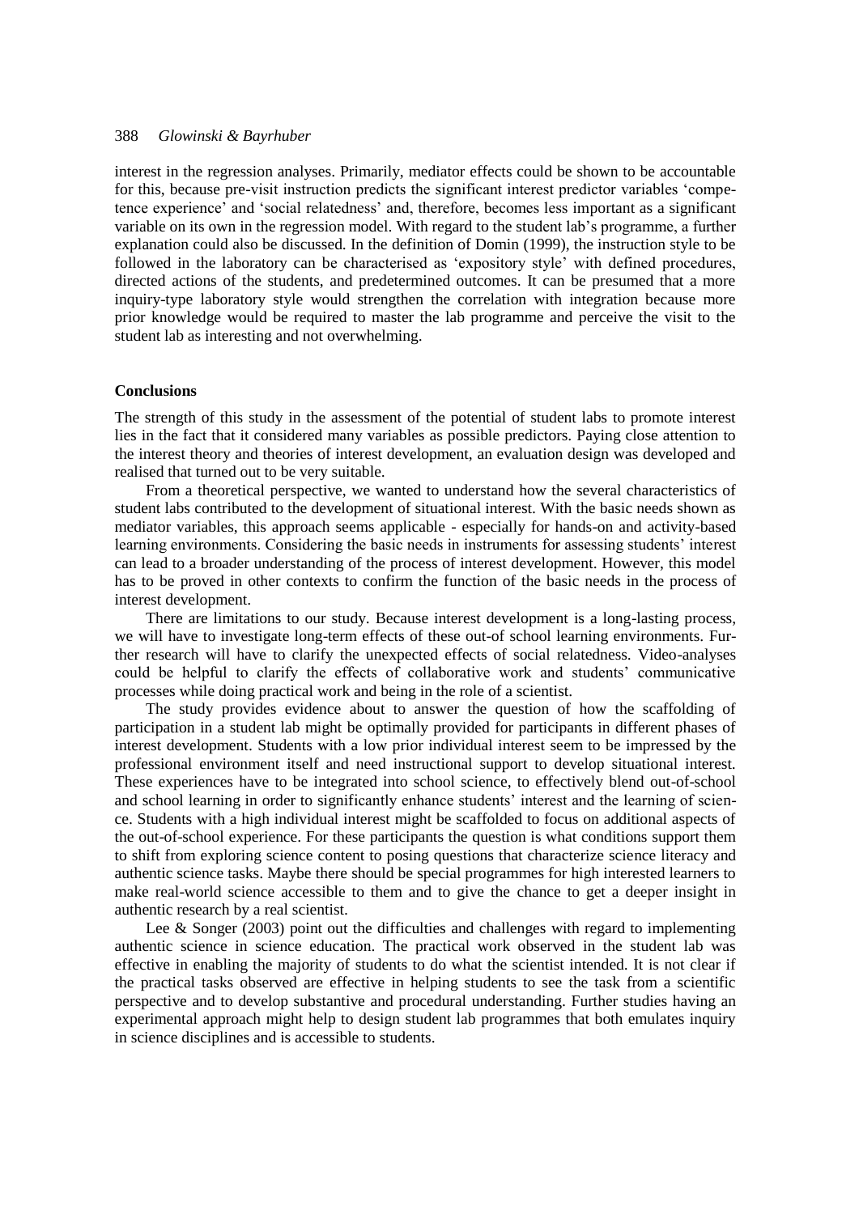interest in the regression analyses. Primarily, mediator effects could be shown to be accountable for this, because pre-visit instruction predicts the significant interest predictor variables 'competence experience' and 'social relatedness' and, therefore, becomes less important as a significant variable on its own in the regression model. With regard to the student lab's programme, a further explanation could also be discussed. In the definition of Domin (1999), the instruction style to be followed in the laboratory can be characterised as 'expository style' with defined procedures, directed actions of the students, and predetermined outcomes. It can be presumed that a more inquiry-type laboratory style would strengthen the correlation with integration because more prior knowledge would be required to master the lab programme and perceive the visit to the student lab as interesting and not overwhelming.

**Conclusions**

The strength of this study in the assessment of the potential of student labs to promote interest lies in the fact that it considered many variables as possible predictors. Paying close attention to the interest theory and theories of interest development, an evaluation design was developed and realised that turned out to be very suitable.

From a theoretical perspective, we wanted to understand how the several characteristics of student labs contributed to the development of situational interest. With the basic needs shown as mediator variables, this approach seems applicable - especially for hands-on and activity-based learning environments. Considering the basic needs in instruments for assessing students' interest can lead to a broader understanding of the process of interest development. However, this model has to be proved in other contexts to confirm the function of the basic needs in the process of interest development.

There are limitations to our study. Because interest development is a long-lasting process, we will have to investigate long-term effects of these out-of school learning environments. Further research will have to clarify the unexpected effects of social relatedness. Video-analyses could be helpful to clarify the effects of collaborative work and students' communicative processes while doing practical work and being in the role of a scientist.

The study provides evidence about to answer the question of how the scaffolding of participation in a student lab might be optimally provided for participants in different phases of interest development. Students with a low prior individual interest seem to be impressed by the professional environment itself and need instructional support to develop situational interest. These experiences have to be integrated into school science, to effectively blend out-of-school and school learning in order to significantly enhance students' interest and the learning of science. Students with a high individual interest might be scaffolded to focus on additional aspects of the out-of-school experience. For these participants the question is what conditions support them to shift from exploring science content to posing questions that characterize science literacy and authentic science tasks. Maybe there should be special programmes for high interested learners to make real-world science accessible to them and to give the chance to get a deeper insight in authentic research by a real scientist.

Lee & Songer (2003) point out the difficulties and challenges with regard to implementing authentic science in science education. The practical work observed in the student lab was effective in enabling the majority of students to do what the scientist intended. It is not clear if the practical tasks observed are effective in helping students to see the task from a scientific perspective and to develop substantive and procedural understanding. Further studies having an experimental approach might help to design student lab programmes that both emulates inquiry in science disciplines and is accessible to students.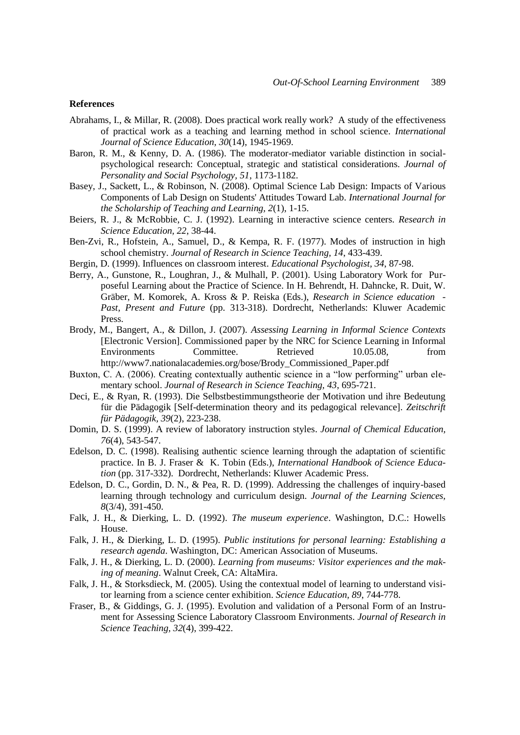## References

Abrahams, I., & Millar, R. (2008). Does practical work really work? A study of the effectiveness of practical work as a teaching and learning method in school science. *International Journal of Science Education, 30*(14), 1945-1969.

Baron, R. M., & Kenny, D. A. (1986). The moderator-mediator variable distinction in social-psychological research: Conceptual, strategic and statistical considerations. *Journal of Personality and Social Psychology, 51*, 1173-1182.

Basey, J., Sackett, L., & Robinson, N. (2008). Optimal Science Lab Design: Impacts of Various Components of Lab Design on Students' Attitudes Toward Lab. *International Journal for the Scholarship of Teaching and Learning, 2*(1), 1-15.

Beiers, R. J., & McRobbie, C. J. (1992). Learning in interactive science centers. *Research in Science Education, 22*, 38-44.

Ben-Zvi, R., Hofstein, A., Samuel, D., & Kempa, R. F. (1977). Modes of instruction in high school chemistry. *Journal of Research in Science Teaching, 14*, 433-439.

Bergin, D. (1999). Influences on classroom interest. *Educational Psychologist, 34*, 87-98.

Berry, A., Gunstone, R., Loughran, J., & Mulhall, P. (2001). Using Laboratory Work for Purposeful Learning about the Practice of Science. In H. Behrendt, H. Dahncke, R. Duit, W. Gräber, M. Komorek, A. Kross & P. Reiska (Eds.), *Research in Science education - Past, Present and Future* (pp. 313-318). Dordrecht, Netherlands: Kluwer Academic Press.

Brody, M., Bangert, A., & Dillon, J. (2007). *Assessing Learning in Informal Science Contexts* [Electronic Version]. Commissioned paper by the NRC for Science Learning in Informal Environments Committee. Retrieved 10.05.08, from http://www7.nationalacademies.org/bose/Brody_Commissioned_Paper.pdf

Buxton, C. A. (2006). Creating contextually authentic science in a "low performing" urban elementary school. *Journal of Research in Science Teaching, 43*, 695-721.

Deci, E., & Ryan, R. (1993). Die Selbstbestimmungstheorie der Motivation und ihre Bedeutung für die Pädagogik [Self-determination theory and its pedagogical relevance]. *Zeitschrift für Pädagogik, 39*(2), 223-238.

Domin, D. S. (1999). A review of laboratory instruction styles. *Journal of Chemical Education, 76*(4), 543-547.

Edelson, D. C. (1998). Realising authentic science learning through the adaptation of scientific practice. In B. J. Fraser & K. Tobin (Eds.), *International Handbook of Science Education* (pp. 317-332). Dordrecht, Netherlands: Kluwer Academic Press.

Edelson, D. C., Gordin, D. N., & Pea, R. D. (1999). Addressing the challenges of inquiry-based learning through technology and curriculum design. *Journal of the Learning Sciences, 8*(3/4), 391-450.

Falk, J. H., & Dierking, L. D. (1992). *The museum experience*. Washington, D.C.: Howells House.

Falk, J. H., & Dierking, L. D. (1995). *Public institutions for personal learning: Establishing a research agenda*. Washington, DC: American Association of Museums.

Falk, J. H., & Dierking, L. D. (2000). *Learning from museums: Visitor experiences and the making of meaning*. Walnut Creek, CA: AltaMira.

Falk, J. H., & Storksdieck, M. (2005). Using the contextual model of learning to understand visitor learning from a science center exhibition. *Science Education, 89*, 744-778.

Fraser, B., & Giddings, G. J. (1995). Evolution and validation of a Personal Form of an Instrument for Assessing Science Laboratory Classroom Environments. *Journal of Research in Science Teaching, 32*(4), 399-422.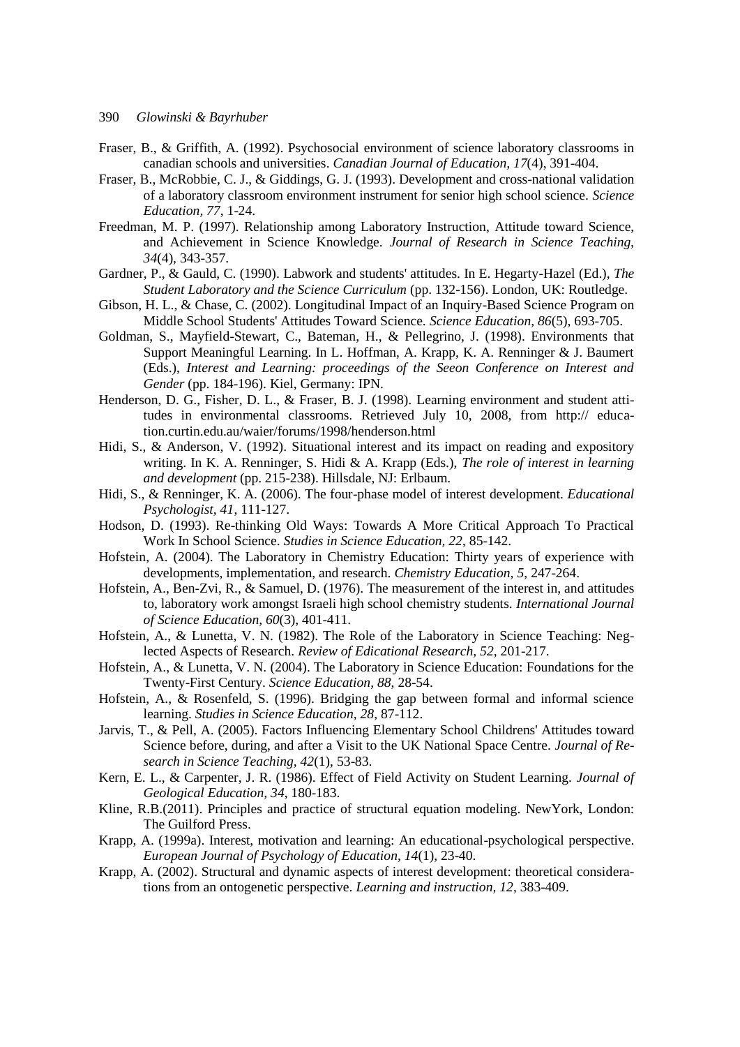Fraser, B., & Griffith, A. (1992). Psychosocial environment of science laboratory classrooms in canadian schools and universities. *Canadian Journal of Education, 17*(4), 391-404.

Fraser, B., McRobbie, C. J., & Giddings, G. J. (1993). Development and cross-national validation of a laboratory classroom environment instrument for senior high school science. *Science Education, 77*, 1-24.

Freedman, M. P. (1997). Relationship among Laboratory Instruction, Attitude toward Science, and Achievement in Science Knowledge. *Journal of Research in Science Teaching, 34*(4), 343-357.

Gardner, P., & Gauld, C. (1990). Labwork and students' attitudes. In E. Hegarty-Hazel (Ed.), *The Student Laboratory and the Science Curriculum* (pp. 132-156). London, UK: Routledge.

Gibson, H. L., & Chase, C. (2002). Longitudinal Impact of an Inquiry-Based Science Program on Middle School Students' Attitudes Toward Science. *Science Education, 86*(5), 693-705.

Goldman, S., Mayfield-Stewart, C., Bateman, H., & Pellegrino, J. (1998). Environments that Support Meaningful Learning. In L. Hoffman, A. Krapp, K. A. Renninger & J. Baumert (Eds.), *Interest and Learning: proceedings of the Seeon Conference on Interest and Gender* (pp. 184-196). Kiel, Germany: IPN.

Henderson, D. G., Fisher, D. L., & Fraser, B. J. (1998). Learning environment and student attitudes in environmental classrooms. Retrieved July 10, 2008, from http:// education.curtin.edu.au/waier/forums/1998/henderson.html

Hidi, S., & Anderson, V. (1992). Situational interest and its impact on reading and expository writing. In K. A. Renninger, S. Hidi & A. Krapp (Eds.), *The role of interest in learning and development* (pp. 215-238). Hillsdale, NJ: Erlbaum.

Hidi, S., & Renninger, K. A. (2006). The four-phase model of interest development. *Educational Psychologist, 41*, 111-127.

Hodson, D. (1993). Re-thinking Old Ways: Towards A More Critical Approach To Practical Work In School Science. *Studies in Science Education, 22*, 85-142.

Hofstein, A. (2004). The Laboratory in Chemistry Education: Thirty years of experience with developments, implementation, and research. *Chemistry Education, 5*, 247-264.

Hofstein, A., Ben-Zvi, R., & Samuel, D. (1976). The measurement of the interest in, and attitudes to, laboratory work amongst Israeli high school chemistry students. *International Journal of Science Education, 60*(3), 401-411.

Hofstein, A., & Lunetta, V. N. (1982). The Role of the Laboratory in Science Teaching: Neglected Aspects of Research. *Review of Edicational Research, 52*, 201-217.

Hofstein, A., & Lunetta, V. N. (2004). The Laboratory in Science Education: Foundations for the Twenty-First Century. *Science Education, 88*, 28-54.

Hofstein, A., & Rosenfeld, S. (1996). Bridging the gap between formal and informal science learning. *Studies in Science Education, 28*, 87-112.

Jarvis, T., & Pell, A. (2005). Factors Influencing Elementary School Childrens' Attitudes toward Science before, during, and after a Visit to the UK National Space Centre. *Journal of Research in Science Teaching, 42*(1), 53-83.

Kern, E. L., & Carpenter, J. R. (1986). Effect of Field Activity on Student Learning. *Journal of Geological Education, 34*, 180-183.

Kline, R.B.(2011). Principles and practice of structural equation modeling. NewYork, London: The Guilford Press.

Krapp, A. (1999a). Interest, motivation and learning: An educational-psychological perspective. *European Journal of Psychology of Education, 14*(1), 23-40.

Krapp, A. (2002). Structural and dynamic aspects of interest development: theoretical considerations from an ontogenetic perspective. *Learning and instruction, 12*, 383-409.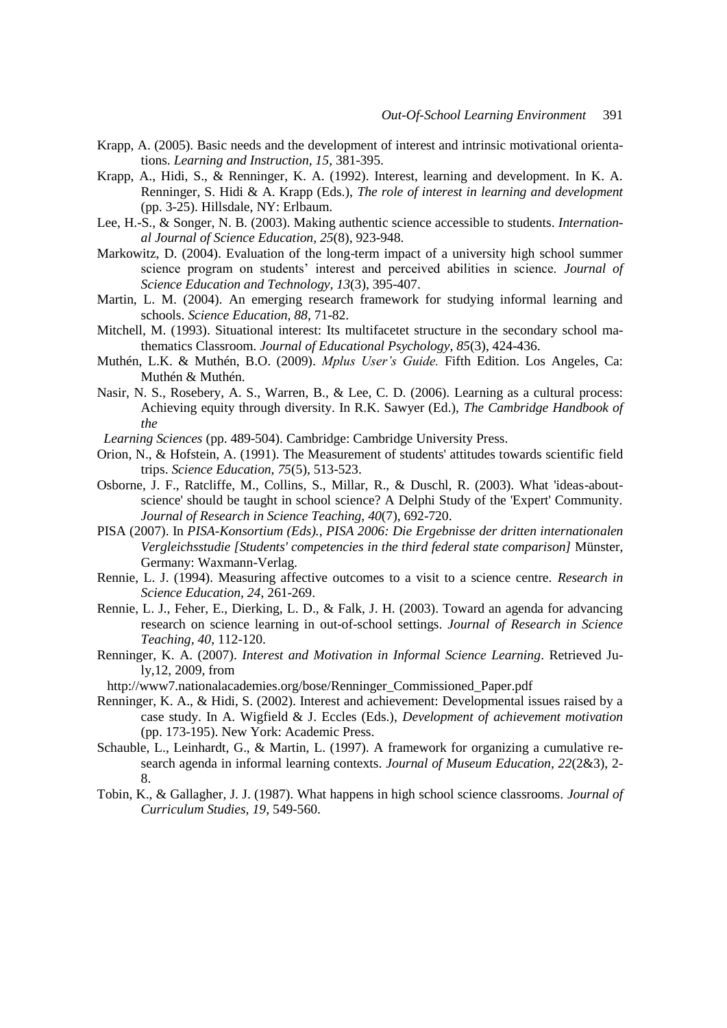Krapp, A. (2005). Basic needs and the development of interest and intrinsic motivational orientations. *Learning and Instruction, 15*, 381-395.

Krapp, A., Hidi, S., & Renninger, K. A. (1992). Interest, learning and development. In K. A. Renninger, S. Hidi & A. Krapp (Eds.), *The role of interest in learning and development* (pp. 3-25). Hillsdale, NY: Erlbaum.

Lee, H.-S., & Songer, N. B. (2003). Making authentic science accessible to students. *International Journal of Science Education, 25*(8), 923-948.

Markowitz, D. (2004). Evaluation of the long-term impact of a university high school summer science program on students' interest and perceived abilities in science. *Journal of Science Education and Technology, 13*(3), 395-407.

Martin, L. M. (2004). An emerging research framework for studying informal learning and schools. *Science Education, 88*, 71-82.

Mitchell, M. (1993). Situational interest: Its multifacetet structure in the secondary school mathematics Classroom. *Journal of Educational Psychology, 85*(3), 424-436.

Muthén, L.K. & Muthén, B.O. (2009). *Mplus User's Guide.* Fifth Edition. Los Angeles, Ca: Muthén & Muthén.

Nasir, N. S., Rosebery, A. S., Warren, B., & Lee, C. D. (2006). Learning as a cultural process: Achieving equity through diversity. In R.K. Sawyer (Ed.), *The Cambridge Handbook of the*

*Learning Sciences* (pp. 489-504). Cambridge: Cambridge University Press.

Orion, N., & Hofstein, A. (1991). The Measurement of students' attitudes towards scientific field trips. *Science Education, 75*(5), 513-523.

Osborne, J. F., Ratcliffe, M., Collins, S., Millar, R., & Duschl, R. (2003). What 'ideas-about-science' should be taught in school science? A Delphi Study of the 'Expert' Community. *Journal of Research in Science Teaching, 40*(7), 692-720.

PISA (2007). In *PISA-Konsortium (Eds)., PISA 2006: Die Ergebnisse der dritten internationalen Vergleichsstudie [Students' competencies in the third federal state comparison]* Münster, Germany: Waxmann-Verlag.

Rennie, L. J. (1994). Measuring affective outcomes to a visit to a science centre. *Research in Science Education, 24*, 261-269.

Rennie, L. J., Feher, E., Dierking, L. D., & Falk, J. H. (2003). Toward an agenda for advancing research on science learning in out-of-school settings. *Journal of Research in Science Teaching, 40*, 112-120.

Renninger, K. A. (2007). *Interest and Motivation in Informal Science Learning*. Retrieved July,12, 2009, from

http://www7.nationalacademies.org/bose/Renninger_Commissioned_Paper.pdf

Renninger, K. A., & Hidi, S. (2002). Interest and achievement: Developmental issues raised by a case study. In A. Wigfield & J. Eccles (Eds.), *Development of achievement motivation* (pp. 173-195). New York: Academic Press.

Schauble, L., Leinhardt, G., & Martin, L. (1997). A framework for organizing a cumulative research agenda in informal learning contexts. *Journal of Museum Education, 22*(2&3), 2-8.

Tobin, K., & Gallagher, J. J. (1987). What happens in high school science classrooms. *Journal of Curriculum Studies, 19*, 549-560.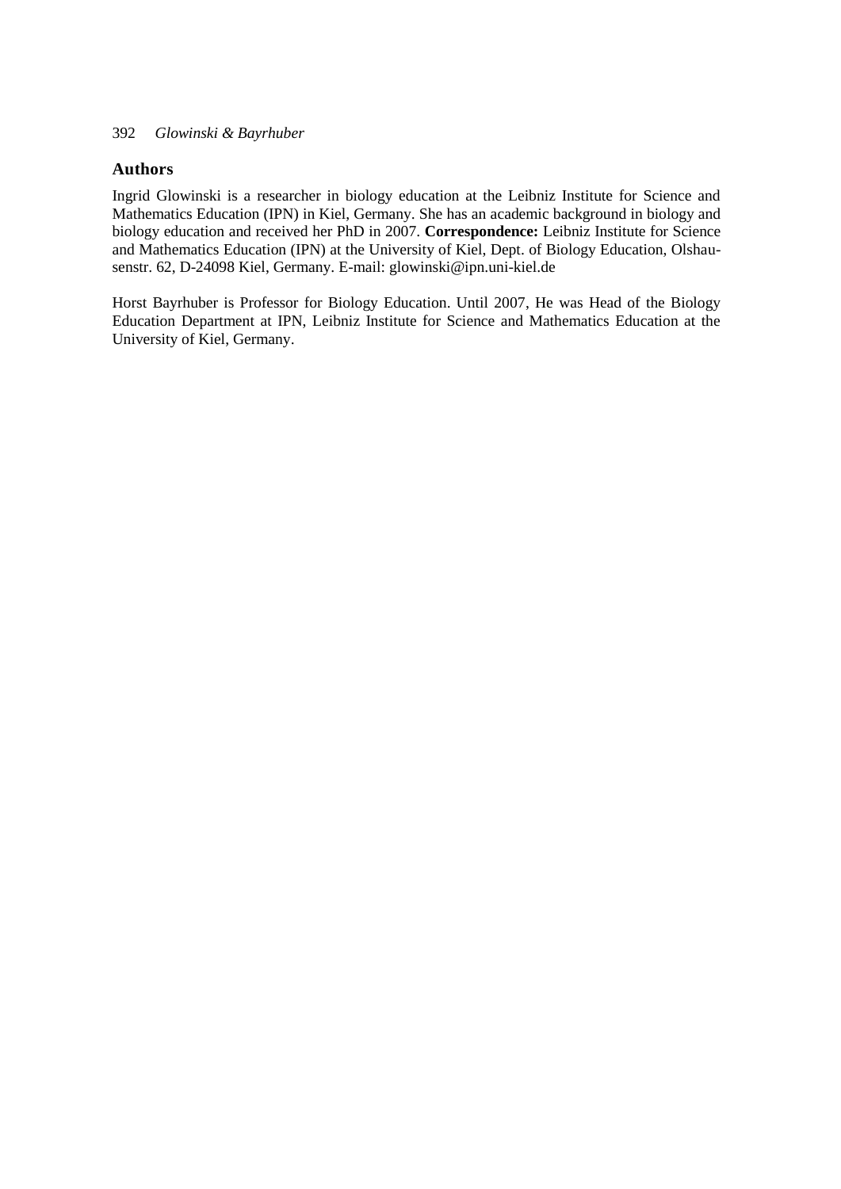## Authors

Ingrid Glowinski is a researcher in biology education at the Leibniz Institute for Science and Mathematics Education (IPN) in Kiel, Germany. She has an academic background in biology and biology education and received her PhD in 2007. **Correspondence:** Leibniz Institute for Science and Mathematics Education (IPN) at the University of Kiel, Dept. of Biology Education, Olshausenstr. 62, D-24098 Kiel, Germany. E-mail: glowinski@ipn.uni-kiel.de

Horst Bayrhuber is Professor for Biology Education. Until 2007, He was Head of the Biology Education Department at IPN, Leibniz Institute for Science and Mathematics Education at the University of Kiel, Germany.